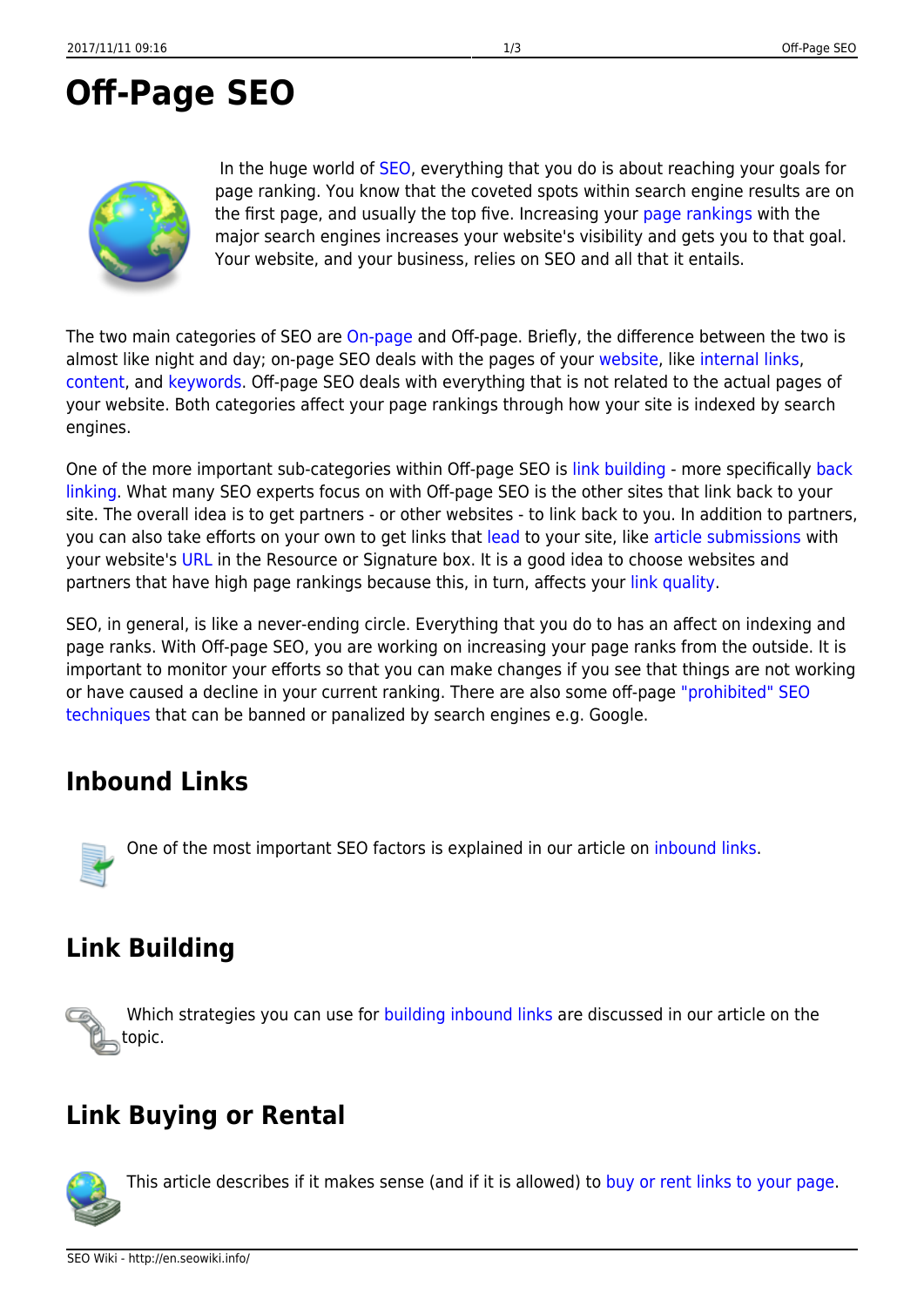# Off-Page SEO

In the huge world of SEO, everything that you do is about reaching your goals for page ranking. You know that the coveted spots within search engine results are on the first page, and usually the top five. Increasing your page rankings with the major search engines increases your website's visibility and gets you to that goal. Your website, and your business, relies on SEO and all that it entails.

The two main categories of SEO are On-page and Off-page. Briefly, the difference between the two is almost like night and day; on-page SEO deals with the pages of your website, like internal links, content, and keywords. Off-page SEO deals with everything that is not related to the actual pages of your website. Both categories affect your page rankings through how your site is indexed by search engines.

One of the more important sub-categories within Off-page SEO is link building - more specifically back linking. What many SEO experts focus on with Off-page SEO is the other sites that link back to your site. The overall idea is to get partners - or other websites - to link back to you. In addition to partners, you can also take efforts on your own to get links that lead to your site, like article submissions with your website's URL in the Resource or Signature box. It is a good idea to choose websites and partners that have high page rankings because this, in turn, affects your link quality.

SEO, in general, is like a never-ending circle. Everything that you do to has an affect on indexing and page ranks. With Off-page SEO, you are working on increasing your page ranks from the outside. It is important to monitor your efforts so that you can make changes if you see that things are not working or have caused a decline in your current ranking. There are also some off-page "prohibited" SEO techniques that can be banned or panalized by search engines e.g. Google.

## Inbound Links

One of the most important SEO factors is explained in our article on inbound links.

## Link Building

Which strategies you can use for building inbound links are discussed in our article on the topic.

## Link Buying or Rental

This article describes if it makes sense (and if it is allowed) to buy or rent links to your page.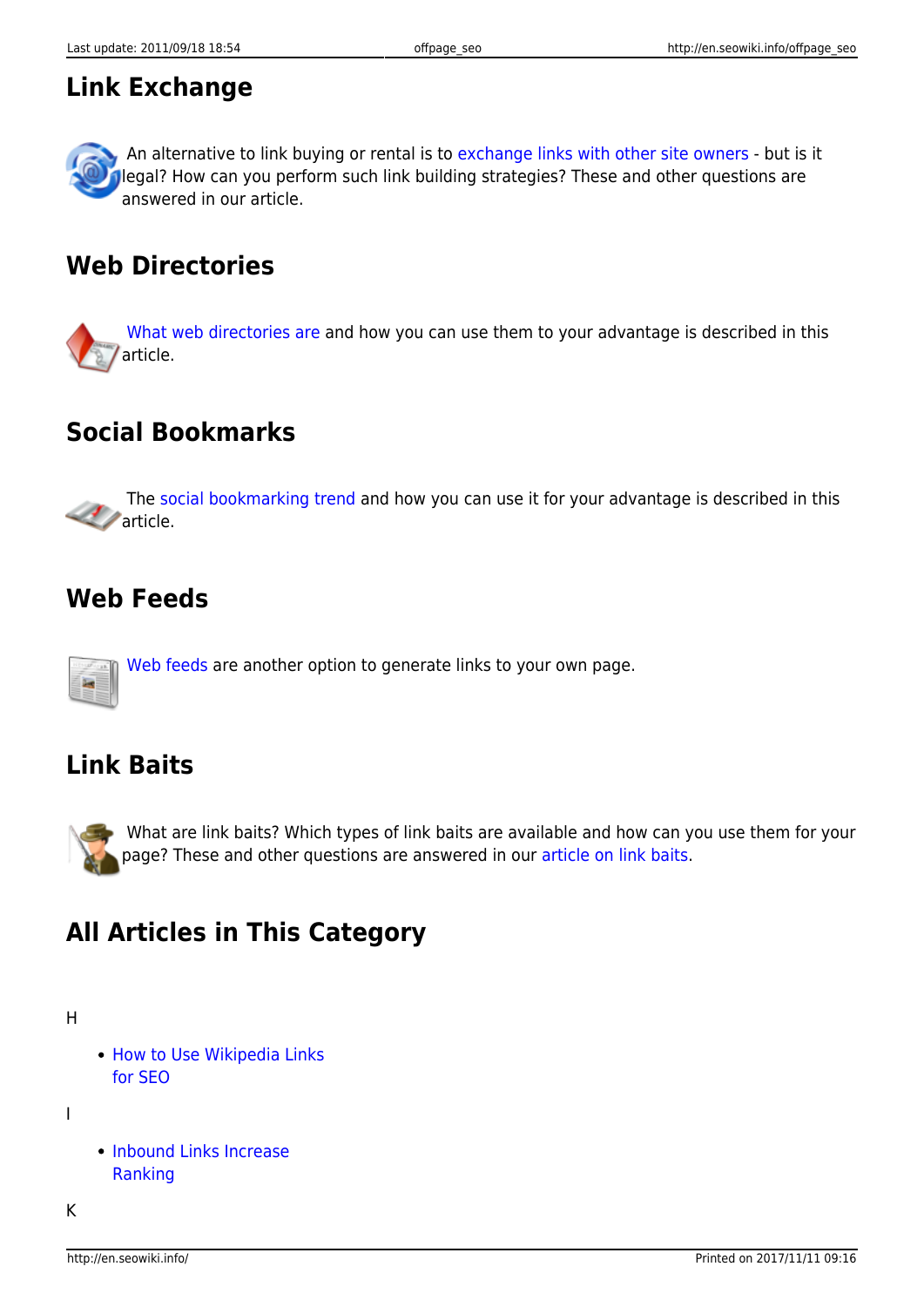## Link Exchange

An alternative to link buying or rental is to exchange links with other site owners - but is it legal? How can you perform such link building strategies? These and other questions are answered in our article.

## Web Directories

What web directories are and how you can use them to your advantage is described in this article.

## Social Bookmarks

The social bookmarking trend and how you can use it for your advantage is described in this article.

## Web Feeds

Web feeds are another option to generate links to your own page.

## Link Baits

What are link baits? Which types of link baits are available and how can you use them for your page? These and other questions are answered in our article on link baits.

## All Articles in This Category

H

- How to Use Wikipedia Links for SEO

I

- Inbound Links Increase Ranking

K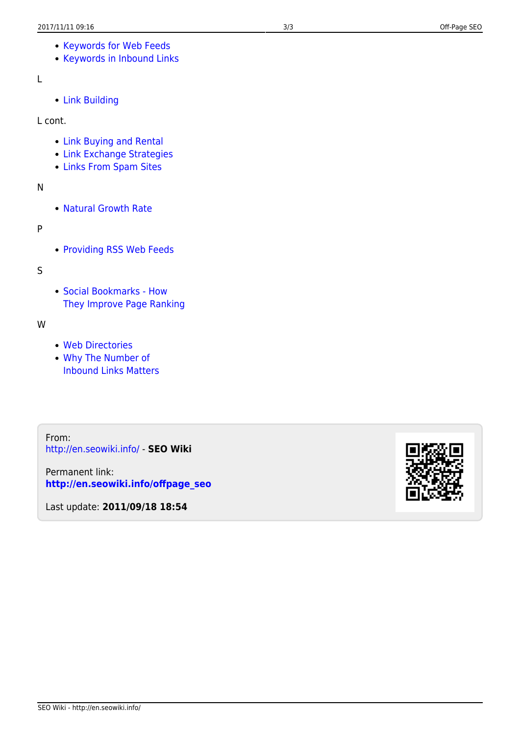- Keywords for Web Feeds
- Keywords in Inbound Links

L

- Link Building

L cont.

- Link Buying and Rental
- Link Exchange Strategies
- Links From Spam Sites

N

- Natural Growth Rate

P

- Providing RSS Web Feeds

S

- Social Bookmarks - How They Improve Page Ranking

W

- Web Directories
- Why The Number of Inbound Links Matters

From:
http://en.seowiki.info/ - **SEO Wiki**

Permanent link:
**http://en.seowiki.info/offpage_seo**

Last update: **2011/09/18 18:54**